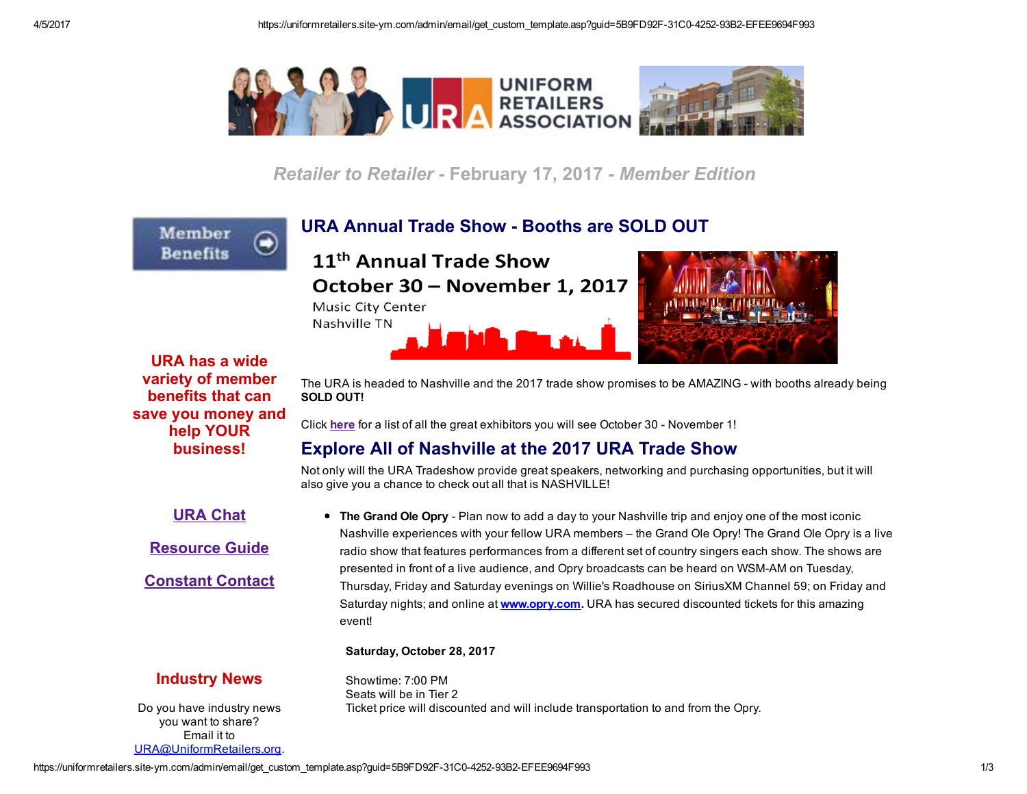*Retailer to Retailer* - February 17, 2017 - *Member Edition*

Member Benefits

**URA has a wide variety of member benefits that can save you money and help YOUR business!**

URA Chat

Resource Guide

Constant Contact

## Industry News

Do you have industry news you want to share? Email it to URA@UniformRetailers.org.

## URA Annual Trade Show - Booths are SOLD OUT

**11th Annual Trade Show**
**October 30 – November 1, 2017**
Music City Center
Nashville TN

The URA is headed to Nashville and the 2017 trade show promises to be AMAZING - with booths already being **SOLD OUT!**

Click here for a list of all the great exhibitors you will see October 30 - November 1!

## Explore All of Nashville at the 2017 URA Trade Show

Not only will the URA Tradeshow provide great speakers, networking and purchasing opportunities, but it will also give you a chance to check out all that is NASHVILLE!

- **The Grand Ole Opry** - Plan now to add a day to your Nashville trip and enjoy one of the most iconic Nashville experiences with your fellow URA members – the Grand Ole Opry! The Grand Ole Opry is a live radio show that features performances from a different set of country singers each show. The shows are presented in front of a live audience, and Opry broadcasts can be heard on WSM-AM on Tuesday, Thursday, Friday and Saturday evenings on Willie's Roadhouse on SiriusXM Channel 59; on Friday and Saturday nights; and online at **www.opry.com**. URA has secured discounted tickets for this amazing event!

  **Saturday, October 28, 2017**

  Showtime: 7:00 PM
  Seats will be in Tier 2
  Ticket price will discounted and will include transportation to and from the Opry.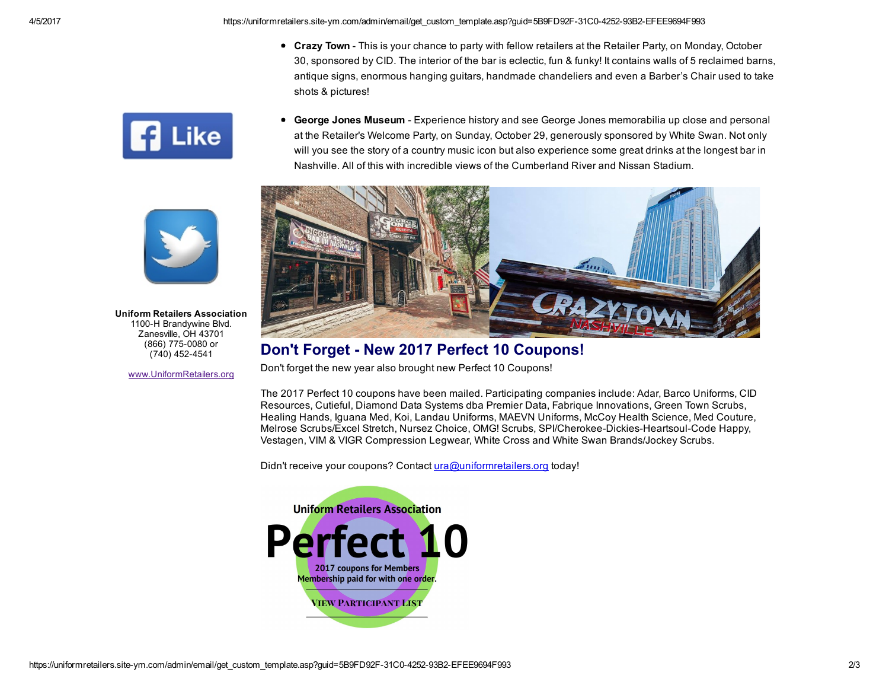- **Crazy Town** - This is your chance to party with fellow retailers at the Retailer Party, on Monday, October 30, sponsored by CID. The interior of the bar is eclectic, fun & funky! It contains walls of 5 reclaimed barns, antique signs, enormous hanging guitars, handmade chandeliers and even a Barber's Chair used to take shots & pictures!

- **George Jones Museum** - Experience history and see George Jones memorabilia up close and personal at the Retailer's Welcome Party, on Sunday, October 29, generously sponsored by White Swan. Not only will you see the story of a country music icon but also experience some great drinks at the longest bar in Nashville. All of this with incredible views of the Cumberland River and Nissan Stadium.

**Uniform Retailers Association**
1100-H Brandywine Blvd.
Zanesville, OH 43701
(866) 775-0080 or
(740) 452-4541

www.UniformRetailers.org

## Don't Forget - New 2017 Perfect 10 Coupons!

Don't forget the new year also brought new Perfect 10 Coupons!

The 2017 Perfect 10 coupons have been mailed. Participating companies include: Adar, Barco Uniforms, CID Resources, Cutieful, Diamond Data Systems dba Premier Data, Fabrique Innovations, Green Town Scrubs, Healing Hands, Iguana Med, Koi, Landau Uniforms, MAEVN Uniforms, McCoy Health Science, Med Couture, Melrose Scrubs/Excel Stretch, Nursez Choice, OMG! Scrubs, SPI/Cherokee-Dickies-Heartsoul-Code Happy, Vestagen, VIM & VIGR Compression Legwear, White Cross and White Swan Brands/Jockey Scrubs.

Didn't receive your coupons? Contact ura@uniformretailers.org today!

Uniform Retailers Association
Perfect 10
2017 coupons for Members
Membership paid for with one order.
VIEW PARTICIPANT LIST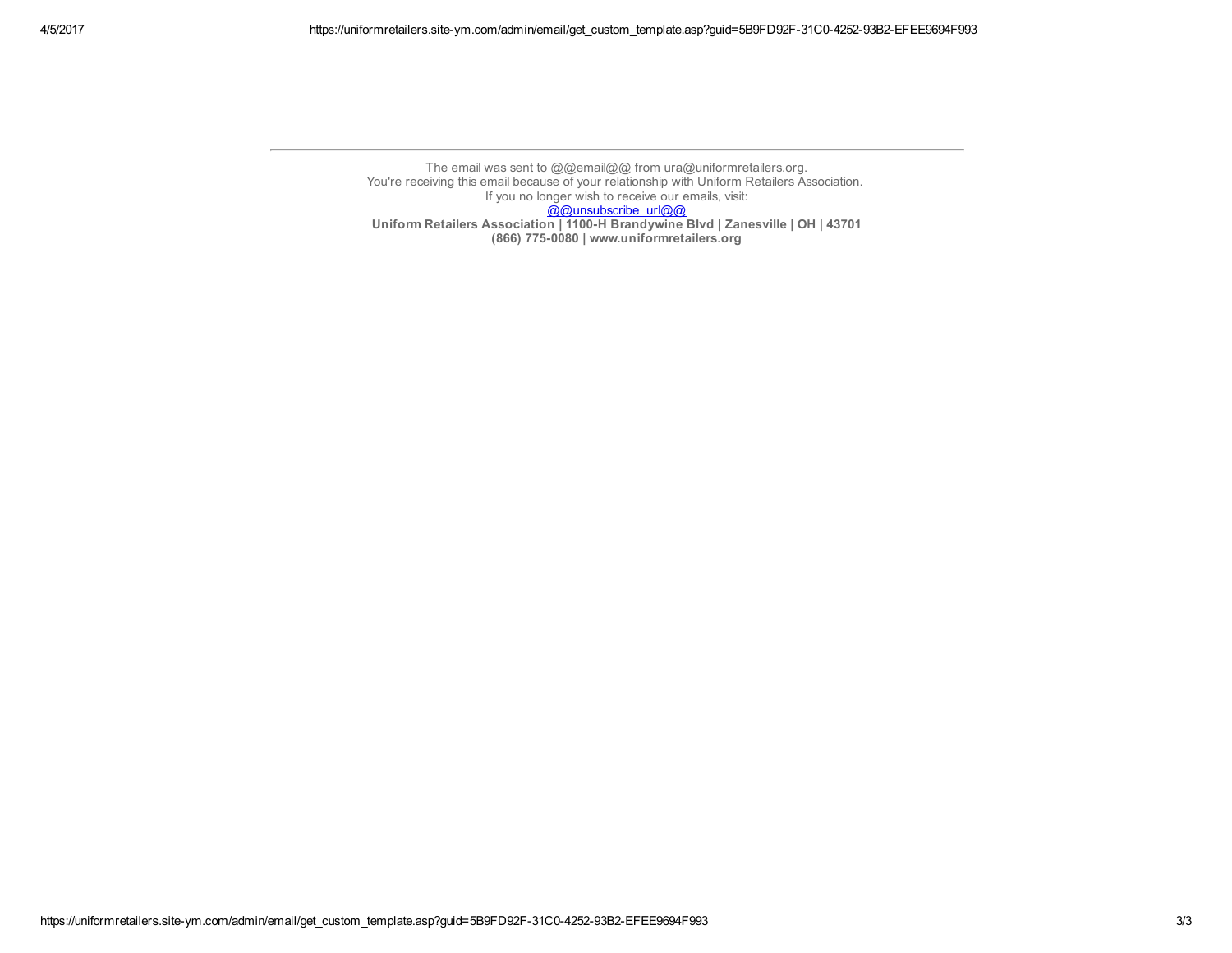---

The email was sent to @@email@@ from ura@uniformretailers.org.
You're receiving this email because of your relationship with Uniform Retailers Association.
If you no longer wish to receive our emails, visit:
@@unsubscribe_url@@
**Uniform Retailers Association | 1100-H Brandywine Blvd | Zanesville | OH | 43701**
**(866) 775-0080 | www.uniformretailers.org**